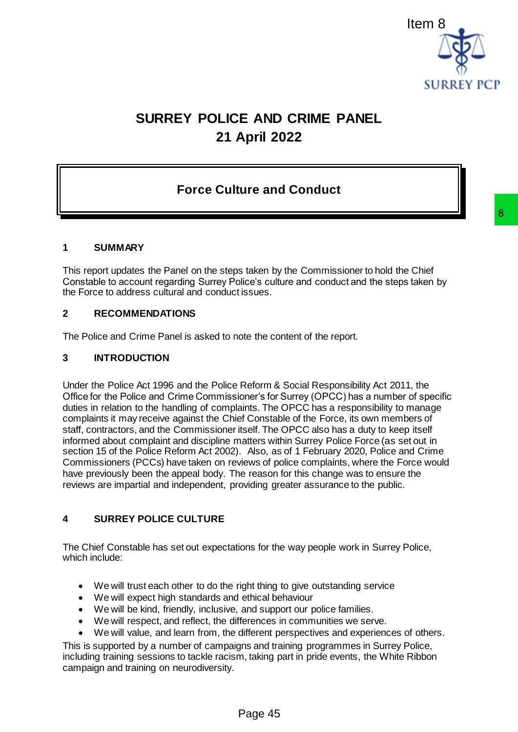Item 8

# SURREY POLICE AND CRIME PANEL

## 21 April 2022

## Force Culture and Conduct

### 1 SUMMARY

This report updates the Panel on the steps taken by the Commissioner to hold the Chief Constable to account regarding Surrey Police's culture and conduct and the steps taken by the Force to address cultural and conduct issues.

### 2 RECOMMENDATIONS

The Police and Crime Panel is asked to note the content of the report.

### 3 INTRODUCTION

Under the Police Act 1996 and the Police Reform & Social Responsibility Act 2011, the Office for the Police and Crime Commissioner's for Surrey (OPCC) has a number of specific duties in relation to the handling of complaints. The OPCC has a responsibility to manage complaints it may receive against the Chief Constable of the Force, its own members of staff, contractors, and the Commissioner itself. The OPCC also has a duty to keep itself informed about complaint and discipline matters within Surrey Police Force (as set out in section 15 of the Police Reform Act 2002). Also, as of 1 February 2020, Police and Crime Commissioners (PCCs) have taken on reviews of police complaints, where the Force would have previously been the appeal body. The reason for this change was to ensure the reviews are impartial and independent, providing greater assurance to the public.

### 4 SURREY POLICE CULTURE

The Chief Constable has set out expectations for the way people work in Surrey Police, which include:

- We will trust each other to do the right thing to give outstanding service
- We will expect high standards and ethical behaviour
- We will be kind, friendly, inclusive, and support our police families.
- We will respect, and reflect, the differences in communities we serve.
- We will value, and learn from, the different perspectives and experiences of others.

This is supported by a number of campaigns and training programmes in Surrey Police, including training sessions to tackle racism, taking part in pride events, the White Ribbon campaign and training on neurodiversity.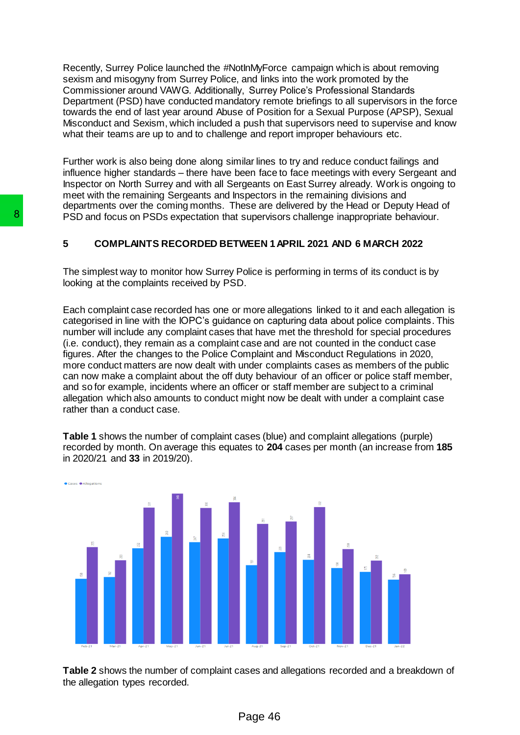Recently, Surrey Police launched the #NotInMyForce campaign which is about removing sexism and misogyny from Surrey Police, and links into the work promoted by the Commissioner around VAWG. Additionally, Surrey Police's Professional Standards Department (PSD) have conducted mandatory remote briefings to all supervisors in the force towards the end of last year around Abuse of Position for a Sexual Purpose (APSP), Sexual Misconduct and Sexism, which included a push that supervisors need to supervise and know what their teams are up to and to challenge and report improper behaviours etc.

Further work is also being done along similar lines to try and reduce conduct failings and influence higher standards – there have been face to face meetings with every Sergeant and Inspector on North Surrey and with all Sergeants on East Surrey already. Work is ongoing to meet with the remaining Sergeants and Inspectors in the remaining divisions and departments over the coming months. These are delivered by the Head or Deputy Head of PSD and focus on PSDs expectation that supervisors challenge inappropriate behaviour.

## 5 COMPLAINTS RECORDED BETWEEN 1 APRIL 2021 AND 6 MARCH 2022

The simplest way to monitor how Surrey Police is performing in terms of its conduct is by looking at the complaints received by PSD.

Each complaint case recorded has one or more allegations linked to it and each allegation is categorised in line with the IOPC's guidance on capturing data about police complaints. This number will include any complaint cases that have met the threshold for special procedures (i.e. conduct), they remain as a complaint case and are not counted in the conduct case figures. After the changes to the Police Complaint and Misconduct Regulations in 2020, more conduct matters are now dealt with under complaints cases as members of the public can now make a complaint about the off duty behaviour of an officer or police staff member, and so for example, incidents where an officer or staff member are subject to a criminal allegation which also amounts to conduct might now be dealt with under a complaint case rather than a conduct case.

**Table 1** shows the number of complaint cases (blue) and complaint allegations (purple) recorded by month. On average this equates to **204** cases per month (an increase from **185** in 2020/21 and **33** in 2019/20).

**Table 2** shows the number of complaint cases and allegations recorded and a breakdown of the allegation types recorded.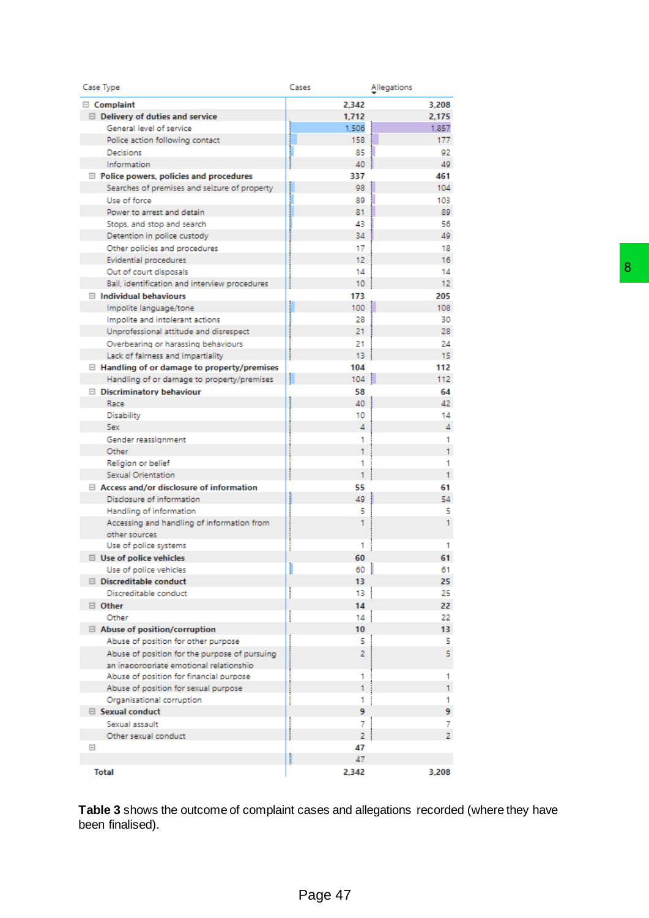| Case Type | Cases | Allegations |
|---|---|---|
| **Complaint** | **2,342** | **3,208** |
| **Delivery of duties and service** | **1,712** | **2,175** |
| General level of service | 1,506 | 1,857 |
| Police action following contact | 158 | 177 |
| Decisions | 85 | 92 |
| Information | 40 | 49 |
| **Police powers, policies and procedures** | **337** | **461** |
| Searches of premises and seizure of property | 98 | 104 |
| Use of force | 89 | 103 |
| Power to arrest and detain | 81 | 89 |
| Stops, and stop and search | 43 | 56 |
| Detention in police custody | 34 | 49 |
| Other policies and procedures | 17 | 18 |
| Evidential procedures | 12 | 16 |
| Out of court disposals | 14 | 14 |
| Bail, identification and interview procedures | 10 | 12 |
| **Individual behaviours** | **173** | **205** |
| Impolite language/tone | 100 | 108 |
| Impolite and intolerant actions | 28 | 30 |
| Unprofessional attitude and disrespect | 21 | 28 |
| Overbearing or harassing behaviours | 21 | 24 |
| Lack of fairness and impartiality | 13 | 15 |
| **Handling of or damage to property/premises** | **104** | **112** |
| Handling of or damage to property/premises | 104 | 112 |
| **Discriminatory behaviour** | **58** | **64** |
| Race | 40 | 42 |
| Disability | 10 | 14 |
| Sex | 4 | 4 |
| Gender reassignment | 1 | 1 |
| Other | 1 | 1 |
| Religion or belief | 1 | 1 |
| Sexual Orientation | 1 | 1 |
| **Access and/or disclosure of information** | **55** | **61** |
| Disclosure of information | 49 | 54 |
| Handling of information | 5 | 5 |
| Accessing and handling of information from other sources | 1 | 1 |
| Use of police systems | 1 | 1 |
| **Use of police vehicles** | **60** | **61** |
| Use of police vehicles | 60 | 61 |
| **Discreditable conduct** | **13** | **25** |
| Discreditable conduct | 13 | 25 |
| **Other** | **14** | **22** |
| Other | 14 | 22 |
| **Abuse of position/corruption** | **10** | **13** |
| Abuse of position for other purpose | 5 | 5 |
| Abuse of position for the purpose of pursuing an inappropriate emotional relationship | 2 | 5 |
| Abuse of position for financial purpose | 1 | 1 |
| Abuse of position for sexual purpose | 1 | 1 |
| Organisational corruption | 1 | 1 |
| **Sexual conduct** | **9** | **9** |
| Sexual assault | 7 | 7 |
| Other sexual conduct | 2 | 2 |
| | **47** | |
| | 47 | |
| **Total** | **2,342** | **3,208** |

**Table 3** shows the outcome of complaint cases and allegations recorded (where they have been finalised).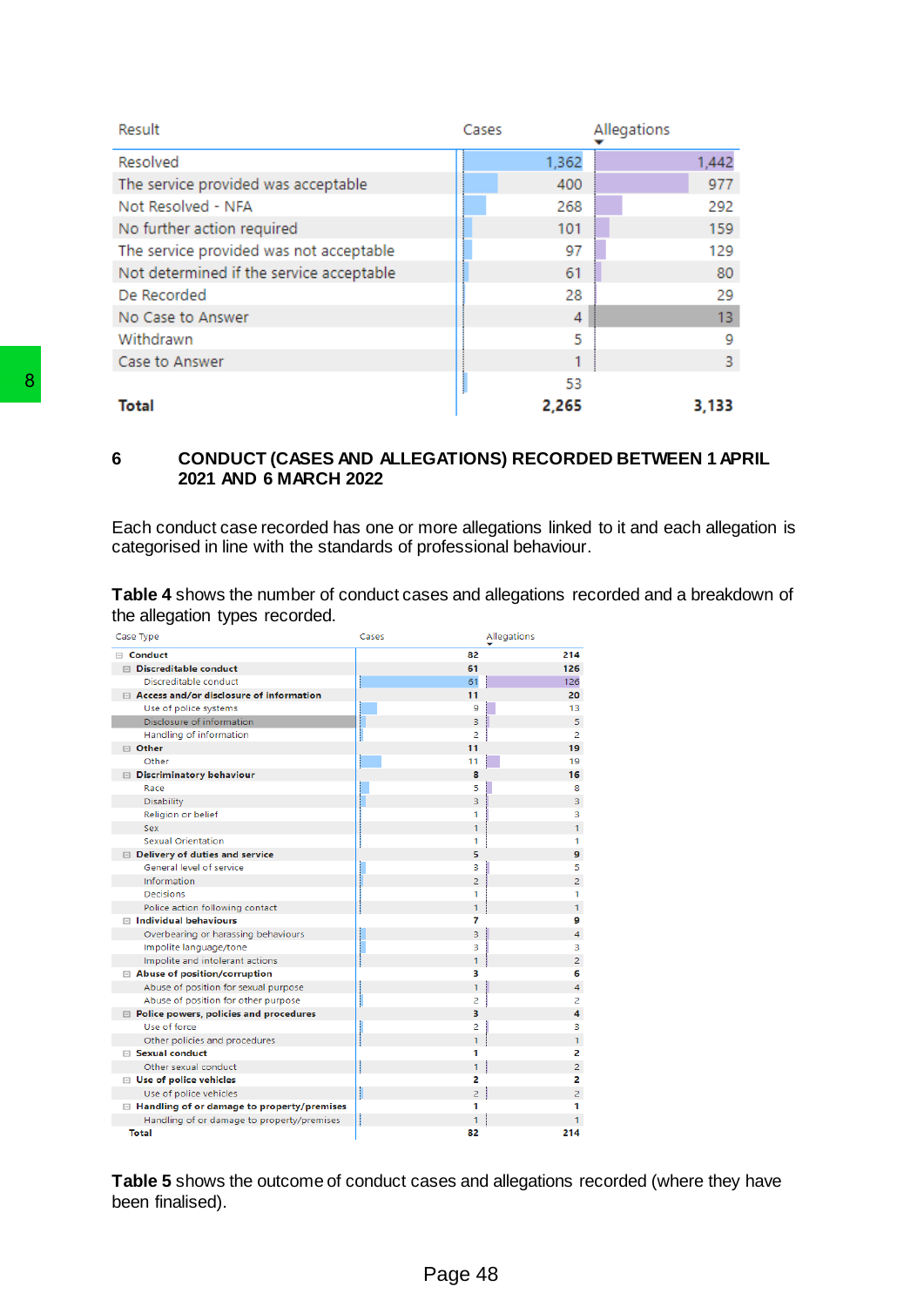| Result | Cases | Allegations |
|---|---|---|
| Resolved | 1,362 | 1,442 |
| The service provided was acceptable | 400 | 977 |
| Not Resolved - NFA | 268 | 292 |
| No further action required | 101 | 159 |
| The service provided was not acceptable | 97 | 129 |
| Not determined if the service acceptable | 61 | 80 |
| De Recorded | 28 | 29 |
| No Case to Answer | 4 | 13 |
| Withdrawn | 5 | 9 |
| Case to Answer | 1 | 3 |
| | 53 | |
| **Total** | **2,265** | **3,133** |

## 6 CONDUCT (CASES AND ALLEGATIONS) RECORDED BETWEEN 1 APRIL 2021 AND 6 MARCH 2022

Each conduct case recorded has one or more allegations linked to it and each allegation is categorised in line with the standards of professional behaviour.

**Table 4** shows the number of conduct cases and allegations recorded and a breakdown of the allegation types recorded.

| Case Type | Cases | Allegations |
|---|---|---|
| **Conduct** | **82** | **214** |
| **Discreditable conduct** | **61** | **126** |
| Discreditable conduct | 61 | 126 |
| **Access and/or disclosure of information** | **11** | **20** |
| Use of police systems | 9 | 13 |
| Disclosure of information | 3 | 5 |
| Handling of information | 2 | 2 |
| **Other** | **11** | **19** |
| Other | 11 | 19 |
| **Discriminatory behaviour** | **8** | **16** |
| Race | 5 | 8 |
| Disability | 3 | 3 |
| Religion or belief | 1 | 3 |
| Sex | 1 | 1 |
| Sexual Orientation | 1 | 1 |
| **Delivery of duties and service** | **5** | **9** |
| General level of service | 3 | 5 |
| Information | 2 | 2 |
| Decisions | 1 | 1 |
| Police action following contact | 1 | 1 |
| **Individual behaviours** | **7** | **9** |
| Overbearing or harassing behaviours | 3 | 4 |
| Impolite language/tone | 3 | 3 |
| Impolite and intolerant actions | 1 | 2 |
| **Abuse of position/corruption** | **3** | **6** |
| Abuse of position for sexual purpose | 1 | 4 |
| Abuse of position for other purpose | 2 | 2 |
| **Police powers, policies and procedures** | **3** | **4** |
| Use of force | 2 | 3 |
| Other policies and procedures | 1 | 1 |
| **Sexual conduct** | **1** | **2** |
| Other sexual conduct | 1 | 2 |
| **Use of police vehicles** | **2** | **2** |
| Use of police vehicles | 2 | 2 |
| **Handling of or damage to property/premises** | **1** | **1** |
| Handling of or damage to property/premises | 1 | 1 |
| **Total** | **82** | **214** |

**Table 5** shows the outcome of conduct cases and allegations recorded (where they have been finalised).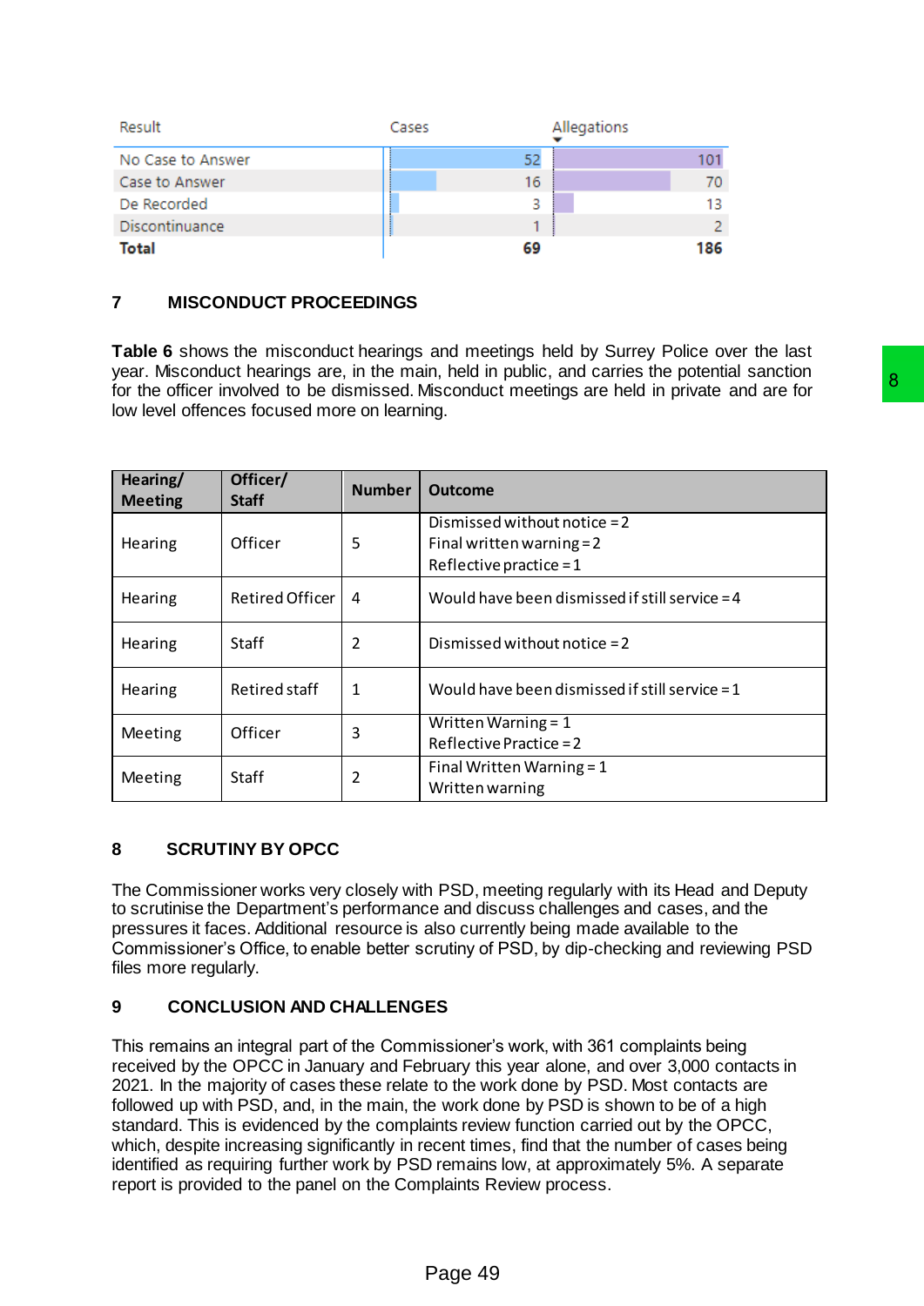| Result | Cases | Allegations |
|---|---|---|
| No Case to Answer | 52 | 101 |
| Case to Answer | 16 | 70 |
| De Recorded | 3 | 13 |
| Discontinuance | 1 | 2 |
| **Total** | **69** | **186** |

## 7 MISCONDUCT PROCEEDINGS

**Table 6** shows the misconduct hearings and meetings held by Surrey Police over the last year. Misconduct hearings are, in the main, held in public, and carries the potential sanction for the officer involved to be dismissed. Misconduct meetings are held in private and are for low level offences focused more on learning.

| Hearing/ Meeting | Officer/ Staff | Number | Outcome |
|---|---|---|---|
| Hearing | Officer | 5 | Dismissed without notice = 2<br>Final written warning = 2<br>Reflective practice = 1 |
| Hearing | Retired Officer | 4 | Would have been dismissed if still service = 4 |
| Hearing | Staff | 2 | Dismissed without notice = 2 |
| Hearing | Retired staff | 1 | Would have been dismissed if still service = 1 |
| Meeting | Officer | 3 | Written Warning = 1<br>Reflective Practice = 2 |
| Meeting | Staff | 2 | Final Written Warning = 1<br>Written warning |

## 8 SCRUTINY BY OPCC

The Commissioner works very closely with PSD, meeting regularly with its Head and Deputy to scrutinise the Department's performance and discuss challenges and cases, and the pressures it faces. Additional resource is also currently being made available to the Commissioner's Office, to enable better scrutiny of PSD, by dip-checking and reviewing PSD files more regularly.

## 9 CONCLUSION AND CHALLENGES

This remains an integral part of the Commissioner's work, with 361 complaints being received by the OPCC in January and February this year alone, and over 3,000 contacts in 2021. In the majority of cases these relate to the work done by PSD. Most contacts are followed up with PSD, and, in the main, the work done by PSD is shown to be of a high standard. This is evidenced by the complaints review function carried out by the OPCC, which, despite increasing significantly in recent times, find that the number of cases being identified as requiring further work by PSD remains low, at approximately 5%. A separate report is provided to the panel on the Complaints Review process.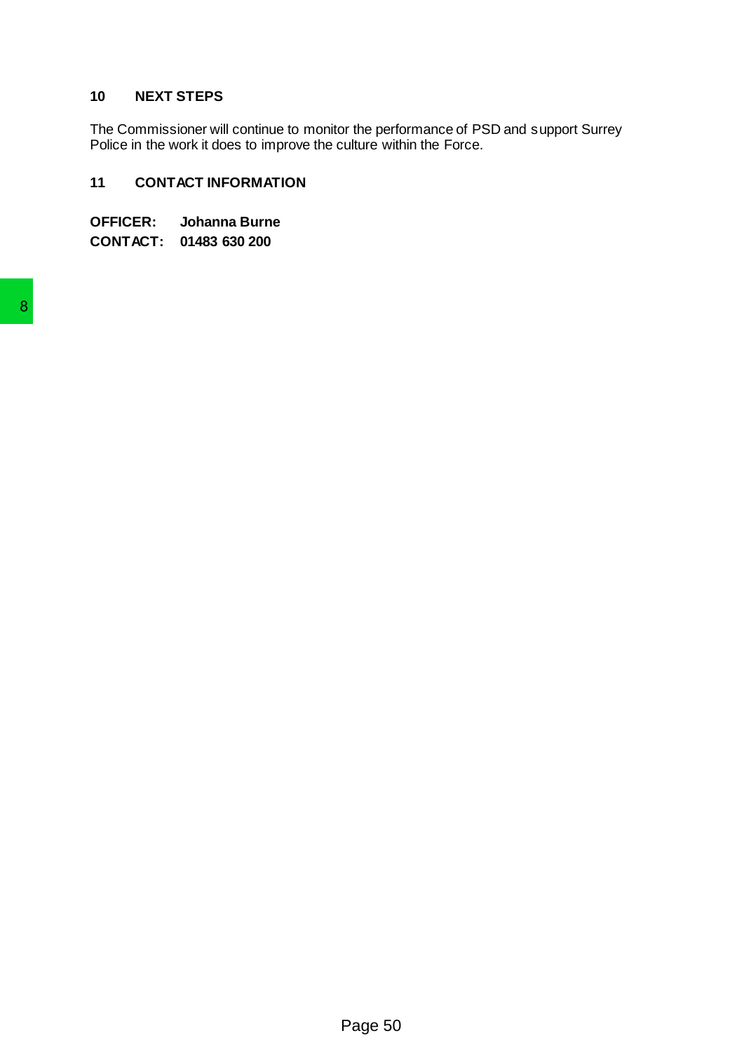## 10 NEXT STEPS

The Commissioner will continue to monitor the performance of PSD and support Surrey Police in the work it does to improve the culture within the Force.

## 11 CONTACT INFORMATION

**OFFICER: Johanna Burne**
**CONTACT: 01483 630 200**